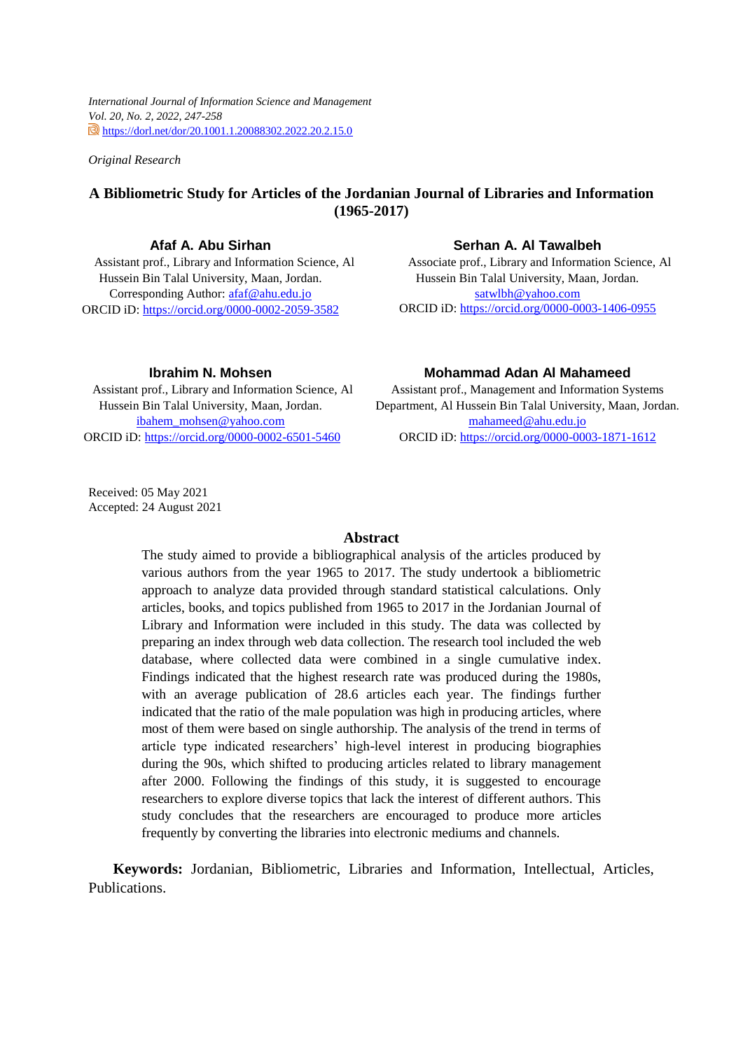*International Journal of Information Science and Management*
*Vol. 20, No. 2, 2022, 247-258*
https://dorl.net/dor/20.1001.1.20088302.2022.20.2.15.0

*Original Research*

# A Bibliometric Study for Articles of the Jordanian Journal of Libraries and Information (1965-2017)

**Afaf A. Abu Sirhan**
Assistant prof., Library and Information Science, Al Hussein Bin Talal University, Maan, Jordan.
Corresponding Author: afaf@ahu.edu.jo
ORCID iD: https://orcid.org/0000-0002-2059-3582

**Serhan A. Al Tawalbeh**
Associate prof., Library and Information Science, Al Hussein Bin Talal University, Maan, Jordan.
satwlbh@yahoo.com
ORCID iD: https://orcid.org/0000-0003-1406-0955

**Ibrahim N. Mohsen**
Assistant prof., Library and Information Science, Al Hussein Bin Talal University, Maan, Jordan.
ibahem_mohsen@yahoo.com
ORCID iD: https://orcid.org/0000-0002-6501-5460

**Mohammad Adan Al Mahameed**
Assistant prof., Management and Information Systems Department, Al Hussein Bin Talal University, Maan, Jordan.
mahameed@ahu.edu.jo
ORCID iD: https://orcid.org/0000-0003-1871-1612

Received: 05 May 2021
Accepted: 24 August 2021

## Abstract

The study aimed to provide a bibliographical analysis of the articles produced by various authors from the year 1965 to 2017. The study undertook a bibliometric approach to analyze data provided through standard statistical calculations. Only articles, books, and topics published from 1965 to 2017 in the Jordanian Journal of Library and Information were included in this study. The data was collected by preparing an index through web data collection. The research tool included the web database, where collected data were combined in a single cumulative index. Findings indicated that the highest research rate was produced during the 1980s, with an average publication of 28.6 articles each year. The findings further indicated that the ratio of the male population was high in producing articles, where most of them were based on single authorship. The analysis of the trend in terms of article type indicated researchers' high-level interest in producing biographies during the 90s, which shifted to producing articles related to library management after 2000. Following the findings of this study, it is suggested to encourage researchers to explore diverse topics that lack the interest of different authors. This study concludes that the researchers are encouraged to produce more articles frequently by converting the libraries into electronic mediums and channels.

**Keywords:** Jordanian, Bibliometric, Libraries and Information, Intellectual, Articles, Publications.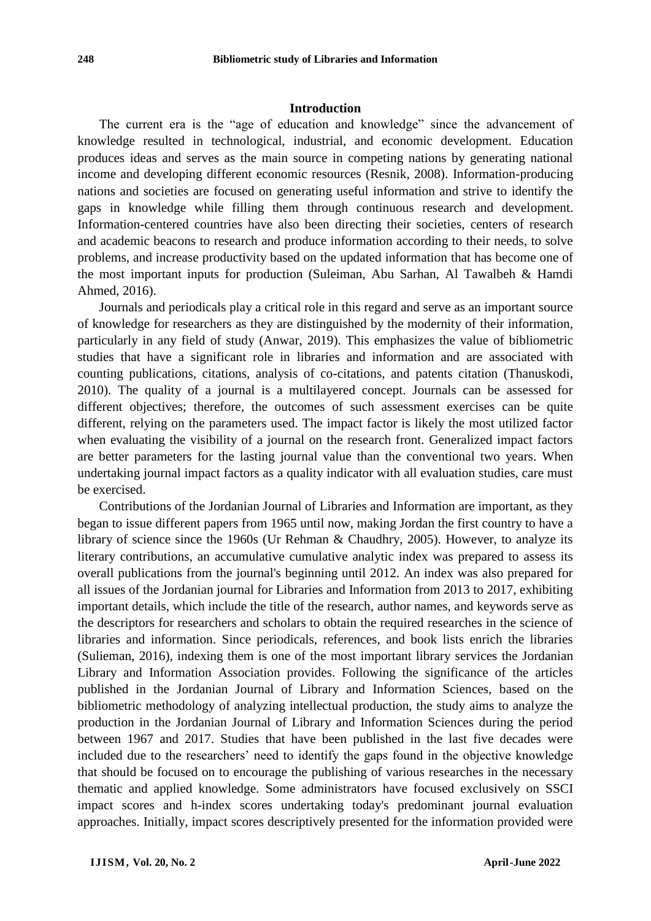## Introduction

The current era is the "age of education and knowledge" since the advancement of knowledge resulted in technological, industrial, and economic development. Education produces ideas and serves as the main source in competing nations by generating national income and developing different economic resources (Resnik, 2008). Information-producing nations and societies are focused on generating useful information and strive to identify the gaps in knowledge while filling them through continuous research and development. Information-centered countries have also been directing their societies, centers of research and academic beacons to research and produce information according to their needs, to solve problems, and increase productivity based on the updated information that has become one of the most important inputs for production (Suleiman, Abu Sarhan, Al Tawalbeh & Hamdi Ahmed, 2016).

Journals and periodicals play a critical role in this regard and serve as an important source of knowledge for researchers as they are distinguished by the modernity of their information, particularly in any field of study (Anwar, 2019). This emphasizes the value of bibliometric studies that have a significant role in libraries and information and are associated with counting publications, citations, analysis of co-citations, and patents citation (Thanuskodi, 2010). The quality of a journal is a multilayered concept. Journals can be assessed for different objectives; therefore, the outcomes of such assessment exercises can be quite different, relying on the parameters used. The impact factor is likely the most utilized factor when evaluating the visibility of a journal on the research front. Generalized impact factors are better parameters for the lasting journal value than the conventional two years. When undertaking journal impact factors as a quality indicator with all evaluation studies, care must be exercised.

Contributions of the Jordanian Journal of Libraries and Information are important, as they began to issue different papers from 1965 until now, making Jordan the first country to have a library of science since the 1960s (Ur Rehman & Chaudhry, 2005). However, to analyze its literary contributions, an accumulative cumulative analytic index was prepared to assess its overall publications from the journal's beginning until 2012. An index was also prepared for all issues of the Jordanian journal for Libraries and Information from 2013 to 2017, exhibiting important details, which include the title of the research, author names, and keywords serve as the descriptors for researchers and scholars to obtain the required researches in the science of libraries and information. Since periodicals, references, and book lists enrich the libraries (Sulieman, 2016), indexing them is one of the most important library services the Jordanian Library and Information Association provides. Following the significance of the articles published in the Jordanian Journal of Library and Information Sciences, based on the bibliometric methodology of analyzing intellectual production, the study aims to analyze the production in the Jordanian Journal of Library and Information Sciences during the period between 1967 and 2017. Studies that have been published in the last five decades were included due to the researchers' need to identify the gaps found in the objective knowledge that should be focused on to encourage the publishing of various researches in the necessary thematic and applied knowledge. Some administrators have focused exclusively on SSCI impact scores and h-index scores undertaking today's predominant journal evaluation approaches. Initially, impact scores descriptively presented for the information provided were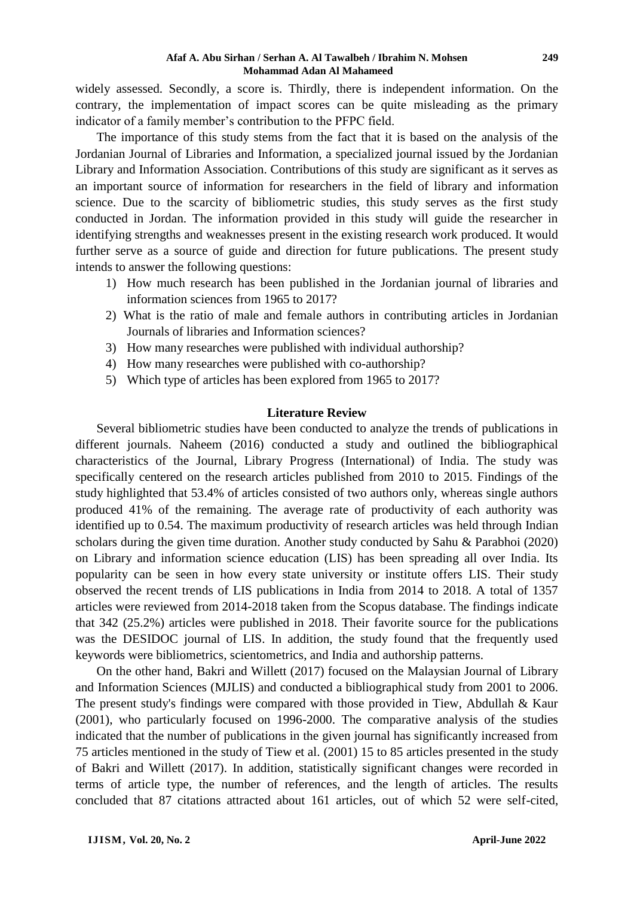widely assessed. Secondly, a score is. Thirdly, there is independent information. On the contrary, the implementation of impact scores can be quite misleading as the primary indicator of a family member's contribution to the PFPC field.

The importance of this study stems from the fact that it is based on the analysis of the Jordanian Journal of Libraries and Information, a specialized journal issued by the Jordanian Library and Information Association. Contributions of this study are significant as it serves as an important source of information for researchers in the field of library and information science. Due to the scarcity of bibliometric studies, this study serves as the first study conducted in Jordan. The information provided in this study will guide the researcher in identifying strengths and weaknesses present in the existing research work produced. It would further serve as a source of guide and direction for future publications. The present study intends to answer the following questions:

1) How much research has been published in the Jordanian journal of libraries and information sciences from 1965 to 2017?
2) What is the ratio of male and female authors in contributing articles in Jordanian Journals of libraries and Information sciences?
3) How many researches were published with individual authorship?
4) How many researches were published with co-authorship?
5) Which type of articles has been explored from 1965 to 2017?

## Literature Review

Several bibliometric studies have been conducted to analyze the trends of publications in different journals. Naheem (2016) conducted a study and outlined the bibliographical characteristics of the Journal, Library Progress (International) of India. The study was specifically centered on the research articles published from 2010 to 2015. Findings of the study highlighted that 53.4% of articles consisted of two authors only, whereas single authors produced 41% of the remaining. The average rate of productivity of each authority was identified up to 0.54. The maximum productivity of research articles was held through Indian scholars during the given time duration. Another study conducted by Sahu & Parabhoi (2020) on Library and information science education (LIS) has been spreading all over India. Its popularity can be seen in how every state university or institute offers LIS. Their study observed the recent trends of LIS publications in India from 2014 to 2018. A total of 1357 articles were reviewed from 2014-2018 taken from the Scopus database. The findings indicate that 342 (25.2%) articles were published in 2018. Their favorite source for the publications was the DESIDOC journal of LIS. In addition, the study found that the frequently used keywords were bibliometrics, scientometrics, and India and authorship patterns.

On the other hand, Bakri and Willett (2017) focused on the Malaysian Journal of Library and Information Sciences (MJLIS) and conducted a bibliographical study from 2001 to 2006. The present study's findings were compared with those provided in Tiew, Abdullah & Kaur (2001), who particularly focused on 1996-2000. The comparative analysis of the studies indicated that the number of publications in the given journal has significantly increased from 75 articles mentioned in the study of Tiew et al. (2001) 15 to 85 articles presented in the study of Bakri and Willett (2017). In addition, statistically significant changes were recorded in terms of article type, the number of references, and the length of articles. The results concluded that 87 citations attracted about 161 articles, out of which 52 were self-cited,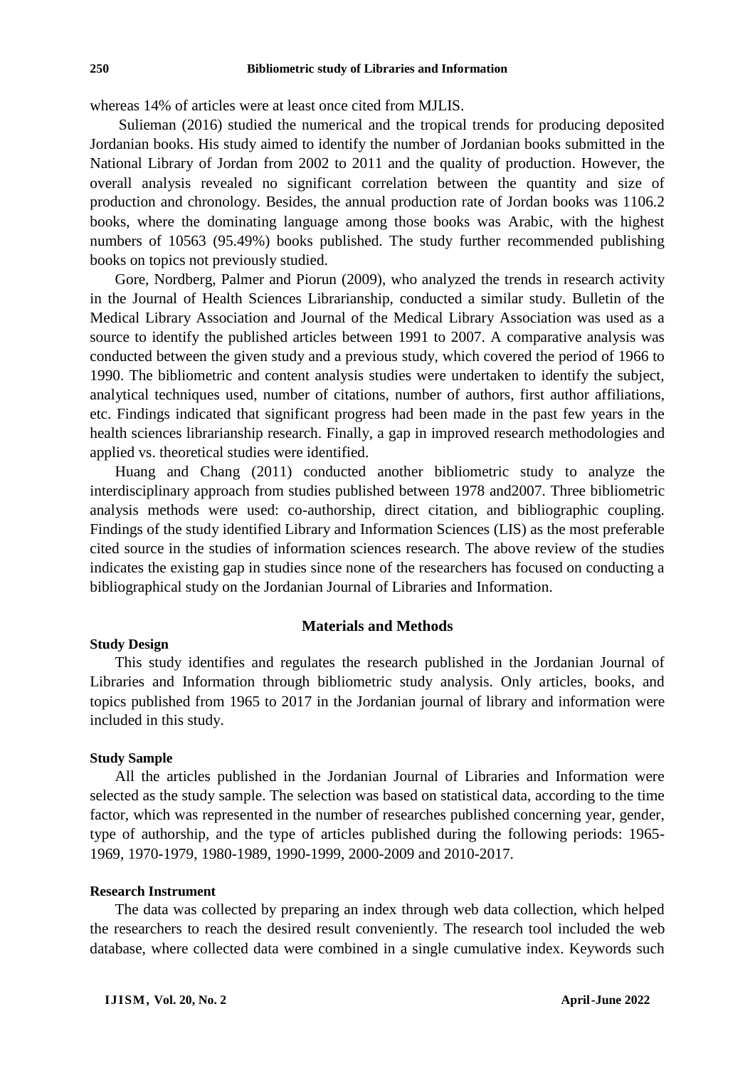whereas 14% of articles were at least once cited from MJLIS.

Sulieman (2016) studied the numerical and the tropical trends for producing deposited Jordanian books. His study aimed to identify the number of Jordanian books submitted in the National Library of Jordan from 2002 to 2011 and the quality of production. However, the overall analysis revealed no significant correlation between the quantity and size of production and chronology. Besides, the annual production rate of Jordan books was 1106.2 books, where the dominating language among those books was Arabic, with the highest numbers of 10563 (95.49%) books published. The study further recommended publishing books on topics not previously studied.

Gore, Nordberg, Palmer and Piorun (2009), who analyzed the trends in research activity in the Journal of Health Sciences Librarianship, conducted a similar study. Bulletin of the Medical Library Association and Journal of the Medical Library Association was used as a source to identify the published articles between 1991 to 2007. A comparative analysis was conducted between the given study and a previous study, which covered the period of 1966 to 1990. The bibliometric and content analysis studies were undertaken to identify the subject, analytical techniques used, number of citations, number of authors, first author affiliations, etc. Findings indicated that significant progress had been made in the past few years in the health sciences librarianship research. Finally, a gap in improved research methodologies and applied vs. theoretical studies were identified.

Huang and Chang (2011) conducted another bibliometric study to analyze the interdisciplinary approach from studies published between 1978 and2007. Three bibliometric analysis methods were used: co-authorship, direct citation, and bibliographic coupling. Findings of the study identified Library and Information Sciences (LIS) as the most preferable cited source in the studies of information sciences research. The above review of the studies indicates the existing gap in studies since none of the researchers has focused on conducting a bibliographical study on the Jordanian Journal of Libraries and Information.

## Materials and Methods

### Study Design

This study identifies and regulates the research published in the Jordanian Journal of Libraries and Information through bibliometric study analysis. Only articles, books, and topics published from 1965 to 2017 in the Jordanian journal of library and information were included in this study.

### Study Sample

All the articles published in the Jordanian Journal of Libraries and Information were selected as the study sample. The selection was based on statistical data, according to the time factor, which was represented in the number of researches published concerning year, gender, type of authorship, and the type of articles published during the following periods: 1965-1969, 1970-1979, 1980-1989, 1990-1999, 2000-2009 and 2010-2017.

### Research Instrument

The data was collected by preparing an index through web data collection, which helped the researchers to reach the desired result conveniently. The research tool included the web database, where collected data were combined in a single cumulative index. Keywords such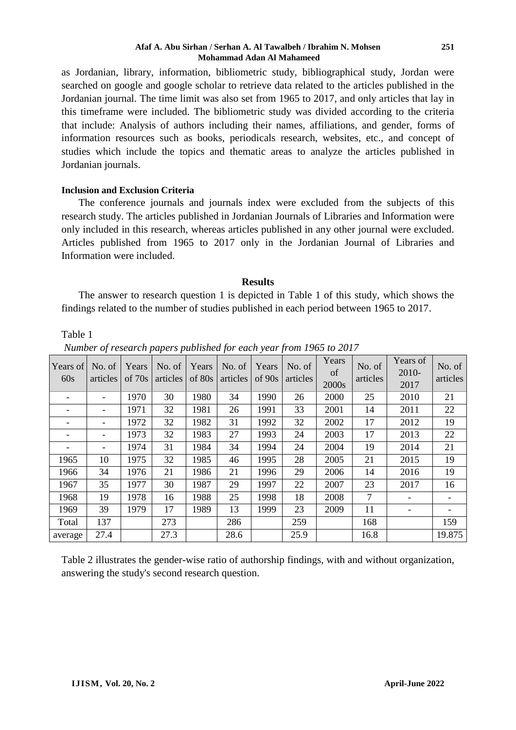as Jordanian, library, information, bibliometric study, bibliographical study, Jordan were searched on google and google scholar to retrieve data related to the articles published in the Jordanian journal. The time limit was also set from 1965 to 2017, and only articles that lay in this timeframe were included. The bibliometric study was divided according to the criteria that include: Analysis of authors including their names, affiliations, and gender, forms of information resources such as books, periodicals research, websites, etc., and concept of studies which include the topics and thematic areas to analyze the articles published in Jordanian journals.

**Inclusion and Exclusion Criteria**

The conference journals and journals index were excluded from the subjects of this research study. The articles published in Jordanian Journals of Libraries and Information were only included in this research, whereas articles published in any other journal were excluded. Articles published from 1965 to 2017 only in the Jordanian Journal of Libraries and Information were included.

## Results

The answer to research question 1 is depicted in Table 1 of this study, which shows the findings related to the number of studies published in each period between 1965 to 2017.

Table 1

*Number of research papers published for each year from 1965 to 2017*

| Years of 60s | No. of articles | Years of 70s | No. of articles | Years of 80s | No. of articles | Years of 90s | No. of articles | Years of 2000s | No. of articles | Years of 2010-2017 | No. of articles |
|---|---|---|---|---|---|---|---|---|---|---|---|
| - | - | 1970 | 30 | 1980 | 34 | 1990 | 26 | 2000 | 25 | 2010 | 21 |
| - | - | 1971 | 32 | 1981 | 26 | 1991 | 33 | 2001 | 14 | 2011 | 22 |
| - | - | 1972 | 32 | 1982 | 31 | 1992 | 32 | 2002 | 17 | 2012 | 19 |
| - | - | 1973 | 32 | 1983 | 27 | 1993 | 24 | 2003 | 17 | 2013 | 22 |
| - | - | 1974 | 31 | 1984 | 34 | 1994 | 24 | 2004 | 19 | 2014 | 21 |
| 1965 | 10 | 1975 | 32 | 1985 | 46 | 1995 | 28 | 2005 | 21 | 2015 | 19 |
| 1966 | 34 | 1976 | 21 | 1986 | 21 | 1996 | 29 | 2006 | 14 | 2016 | 19 |
| 1967 | 35 | 1977 | 30 | 1987 | 29 | 1997 | 22 | 2007 | 23 | 2017 | 16 |
| 1968 | 19 | 1978 | 16 | 1988 | 25 | 1998 | 18 | 2008 | 7 | - | - |
| 1969 | 39 | 1979 | 17 | 1989 | 13 | 1999 | 23 | 2009 | 11 | - | - |
| Total | 137 | | 273 | | 286 | | 259 | | 168 | | 159 |
| average | 27.4 | | 27.3 | | 28.6 | | 25.9 | | 16.8 | | 19.875 |

Table 2 illustrates the gender-wise ratio of authorship findings, with and without organization, answering the study's second research question.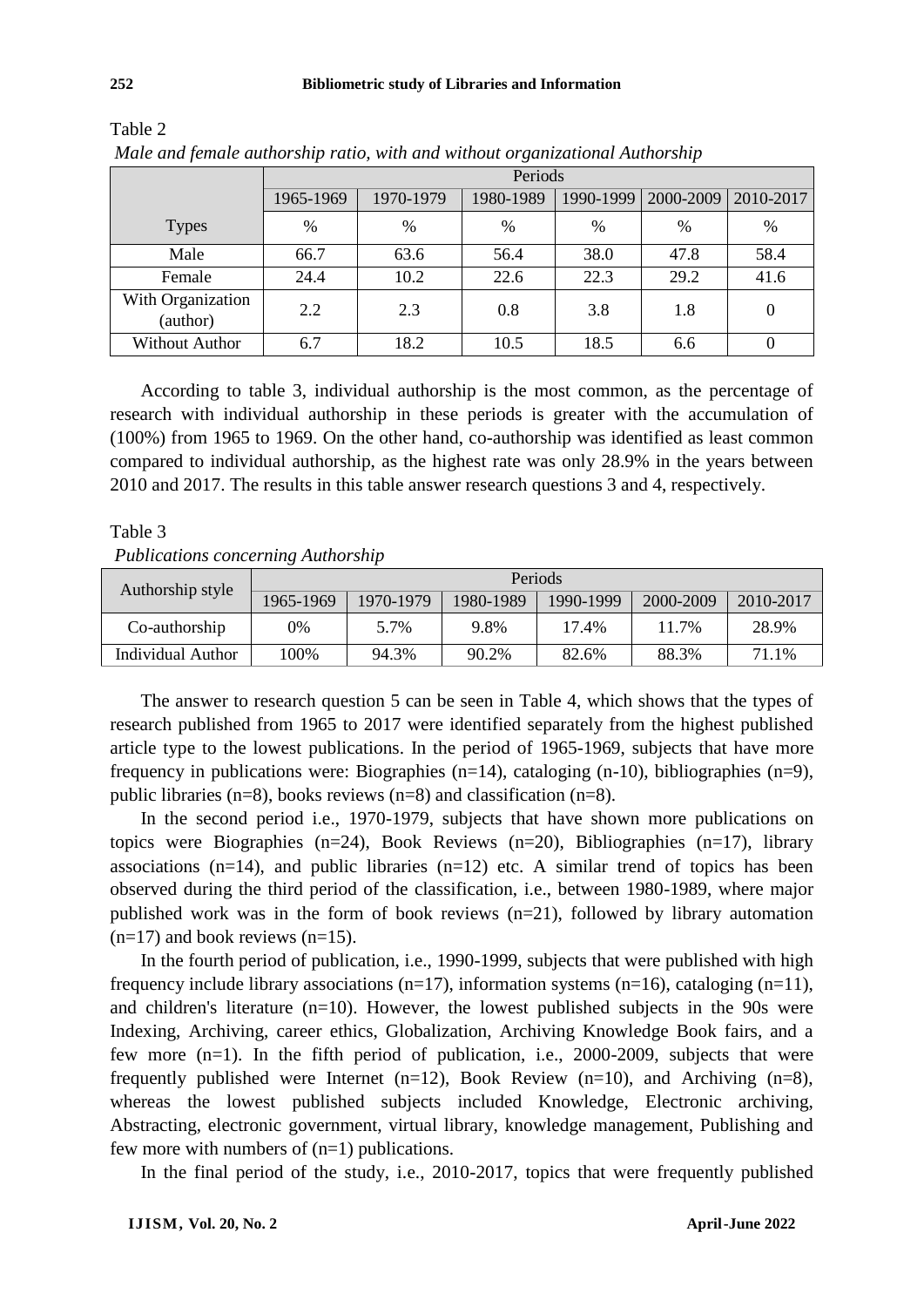Table 2

*Male and female authorship ratio, with and without organizational Authorship*

| | Periods | | | | | |
|---|---|---|---|---|---|---|
| | 1965-1969 | 1970-1979 | 1980-1989 | 1990-1999 | 2000-2009 | 2010-2017 |
| Types | % | % | % | % | % | % |
| Male | 66.7 | 63.6 | 56.4 | 38.0 | 47.8 | 58.4 |
| Female | 24.4 | 10.2 | 22.6 | 22.3 | 29.2 | 41.6 |
| With Organization (author) | 2.2 | 2.3 | 0.8 | 3.8 | 1.8 | 0 |
| Without Author | 6.7 | 18.2 | 10.5 | 18.5 | 6.6 | 0 |

According to table 3, individual authorship is the most common, as the percentage of research with individual authorship in these periods is greater with the accumulation of (100%) from 1965 to 1969. On the other hand, co-authorship was identified as least common compared to individual authorship, as the highest rate was only 28.9% in the years between 2010 and 2017. The results in this table answer research questions 3 and 4, respectively.

Table 3

*Publications concerning Authorship*

| Authorship style | Periods | | | | | |
|---|---|---|---|---|---|---|
| | 1965-1969 | 1970-1979 | 1980-1989 | 1990-1999 | 2000-2009 | 2010-2017 |
| Co-authorship | 0% | 5.7% | 9.8% | 17.4% | 11.7% | 28.9% |
| Individual Author | 100% | 94.3% | 90.2% | 82.6% | 88.3% | 71.1% |

The answer to research question 5 can be seen in Table 4, which shows that the types of research published from 1965 to 2017 were identified separately from the highest published article type to the lowest publications. In the period of 1965-1969, subjects that have more frequency in publications were: Biographies (n=14), cataloging (n-10), bibliographies (n=9), public libraries (n=8), books reviews (n=8) and classification (n=8).

In the second period i.e., 1970-1979, subjects that have shown more publications on topics were Biographies (n=24), Book Reviews (n=20), Bibliographies (n=17), library associations (n=14), and public libraries (n=12) etc. A similar trend of topics has been observed during the third period of the classification, i.e., between 1980-1989, where major published work was in the form of book reviews (n=21), followed by library automation (n=17) and book reviews (n=15).

In the fourth period of publication, i.e., 1990-1999, subjects that were published with high frequency include library associations (n=17), information systems (n=16), cataloging (n=11), and children's literature (n=10). However, the lowest published subjects in the 90s were Indexing, Archiving, career ethics, Globalization, Archiving Knowledge Book fairs, and a few more (n=1). In the fifth period of publication, i.e., 2000-2009, subjects that were frequently published were Internet (n=12), Book Review (n=10), and Archiving (n=8), whereas the lowest published subjects included Knowledge, Electronic archiving, Abstracting, electronic government, virtual library, knowledge management, Publishing and few more with numbers of (n=1) publications.

In the final period of the study, i.e., 2010-2017, topics that were frequently published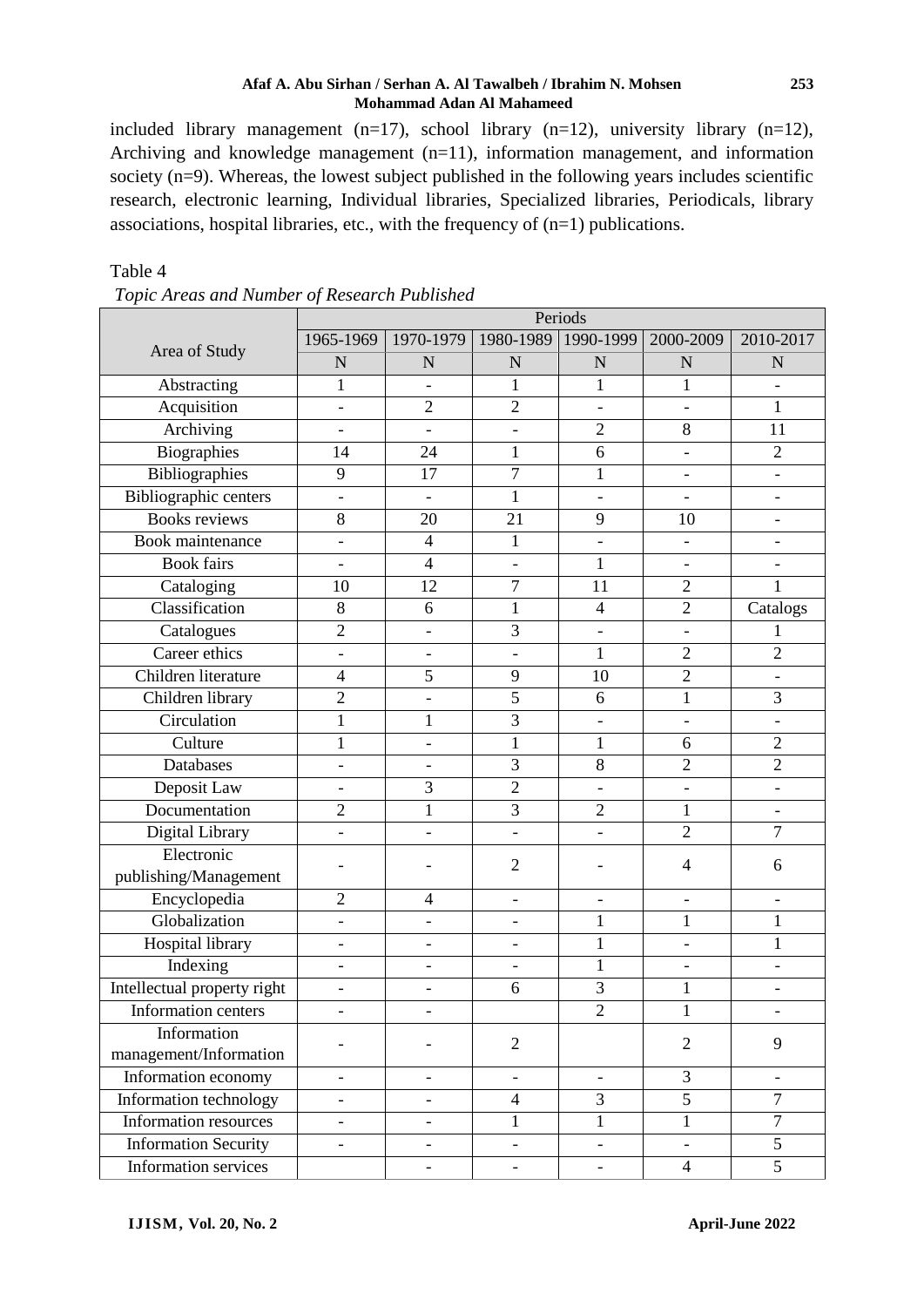included library management (n=17), school library (n=12), university library (n=12), Archiving and knowledge management (n=11), information management, and information society (n=9). Whereas, the lowest subject published in the following years includes scientific research, electronic learning, Individual libraries, Specialized libraries, Periodicals, library associations, hospital libraries, etc., with the frequency of (n=1) publications.

Table 4

*Topic Areas and Number of Research Published*

| Area of Study | Periods | | | | | |
|---|---|---|---|---|---|---|
| | 1965-1969 | 1970-1979 | 1980-1989 | 1990-1999 | 2000-2009 | 2010-2017 |
| | N | N | N | N | N | N |
| Abstracting | 1 | - | 1 | 1 | 1 | - |
| Acquisition | - | 2 | 2 | - | - | 1 |
| Archiving | - | - | - | 2 | 8 | 11 |
| Biographies | 14 | 24 | 1 | 6 | - | 2 |
| Bibliographies | 9 | 17 | 7 | 1 | - | - |
| Bibliographic centers | - | - | 1 | - | - | - |
| Books reviews | 8 | 20 | 21 | 9 | 10 | - |
| Book maintenance | - | 4 | 1 | - | - | - |
| Book fairs | - | 4 | - | 1 | - | - |
| Cataloging | 10 | 12 | 7 | 11 | 2 | 1 |
| Classification | 8 | 6 | 1 | 4 | 2 | Catalogs |
| Catalogues | 2 | - | 3 | - | - | 1 |
| Career ethics | - | - | - | 1 | 2 | 2 |
| Children literature | 4 | 5 | 9 | 10 | 2 | - |
| Children library | 2 | - | 5 | 6 | 1 | 3 |
| Circulation | 1 | 1 | 3 | - | - | - |
| Culture | 1 | - | 1 | 1 | 6 | 2 |
| Databases | - | - | 3 | 8 | 2 | 2 |
| Deposit Law | - | 3 | 2 | - | - | - |
| Documentation | 2 | 1 | 3 | 2 | 1 | - |
| Digital Library | - | - | - | - | 2 | 7 |
| Electronic publishing/Management | - | - | 2 | - | 4 | 6 |
| Encyclopedia | 2 | 4 | - | - | - | - |
| Globalization | - | - | - | 1 | 1 | 1 |
| Hospital library | - | - | - | 1 | - | 1 |
| Indexing | - | - | - | 1 | - | - |
| Intellectual property right | - | - | 6 | 3 | 1 | - |
| Information centers | - | - | | 2 | 1 | - |
| Information management/Information | - | - | 2 | | 2 | 9 |
| Information economy | - | - | - | - | 3 | - |
| Information technology | - | - | 4 | 3 | 5 | 7 |
| Information resources | - | - | 1 | 1 | 1 | 7 |
| Information Security | - | - | - | - | - | 5 |
| Information services | | - | - | - | 4 | 5 |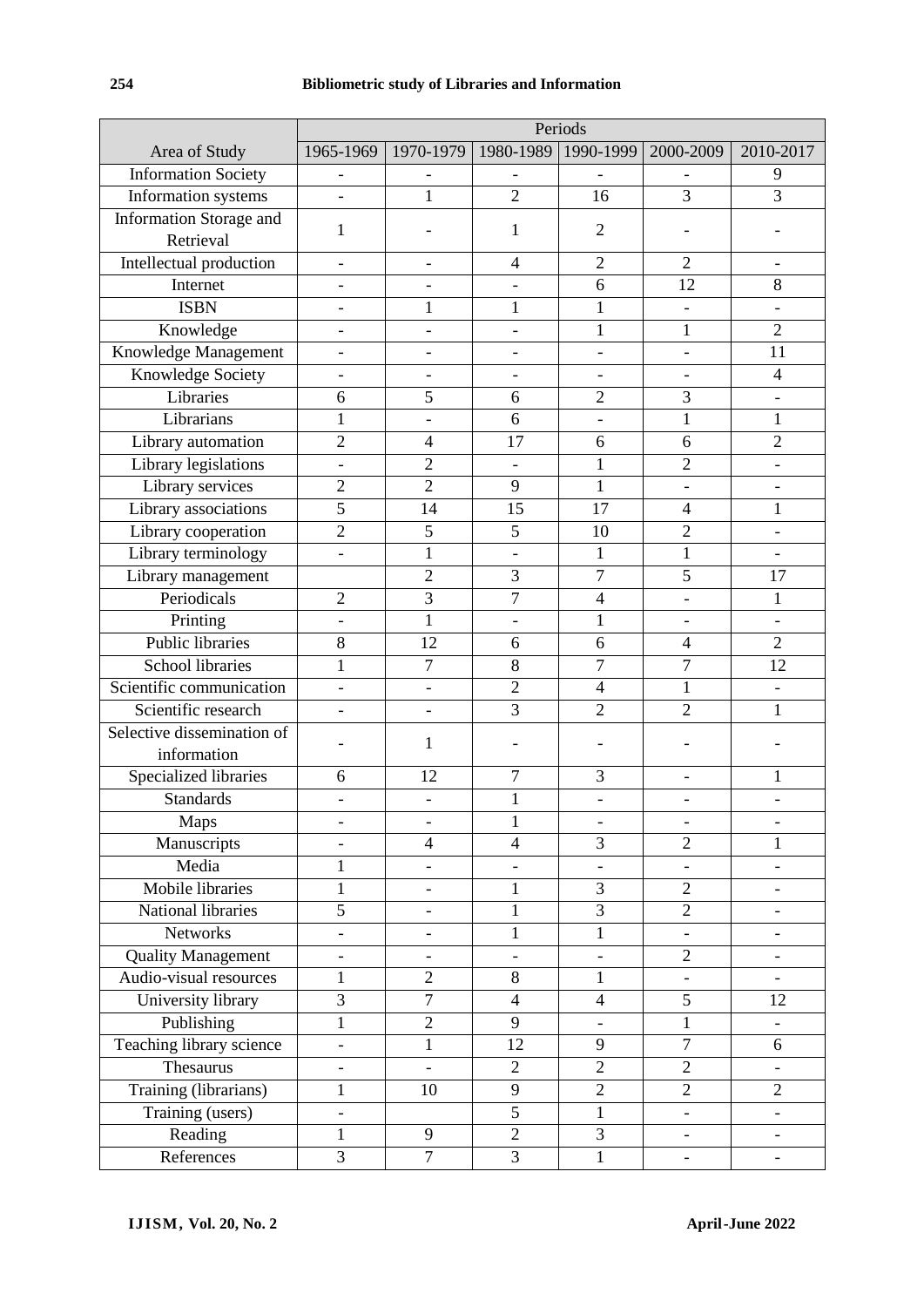| | Periods | | | | | |
|---|---|---|---|---|---|---|
| Area of Study | 1965-1969 | 1970-1979 | 1980-1989 | 1990-1999 | 2000-2009 | 2010-2017 |
| Information Society | - | - | - | - | - | 9 |
| Information systems | - | 1 | 2 | 16 | 3 | 3 |
| Information Storage and Retrieval | 1 | - | 1 | 2 | - | - |
| Intellectual production | - | - | 4 | 2 | 2 | - |
| Internet | - | - | - | 6 | 12 | 8 |
| ISBN | - | 1 | 1 | 1 | - | - |
| Knowledge | - | - | - | 1 | 1 | 2 |
| Knowledge Management | - | - | - | - | - | 11 |
| Knowledge Society | - | - | - | - | - | 4 |
| Libraries | 6 | 5 | 6 | 2 | 3 | - |
| Librarians | 1 | - | 6 | - | 1 | 1 |
| Library automation | 2 | 4 | 17 | 6 | 6 | 2 |
| Library legislations | - | 2 | - | 1 | 2 | - |
| Library services | 2 | 2 | 9 | 1 | - | - |
| Library associations | 5 | 14 | 15 | 17 | 4 | 1 |
| Library cooperation | 2 | 5 | 5 | 10 | 2 | - |
| Library terminology | - | 1 | - | 1 | 1 | - |
| Library management | | 2 | 3 | 7 | 5 | 17 |
| Periodicals | 2 | 3 | 7 | 4 | - | 1 |
| Printing | - | 1 | - | 1 | - | - |
| Public libraries | 8 | 12 | 6 | 6 | 4 | 2 |
| School libraries | 1 | 7 | 8 | 7 | 7 | 12 |
| Scientific communication | - | - | 2 | 4 | 1 | - |
| Scientific research | - | - | 3 | 2 | 2 | 1 |
| Selective dissemination of information | - | 1 | - | - | - | - |
| Specialized libraries | 6 | 12 | 7 | 3 | - | 1 |
| Standards | - | - | 1 | - | - | - |
| Maps | - | - | 1 | - | - | - |
| Manuscripts | - | 4 | 4 | 3 | 2 | 1 |
| Media | 1 | - | - | - | - | - |
| Mobile libraries | 1 | - | 1 | 3 | 2 | - |
| National libraries | 5 | - | 1 | 3 | 2 | - |
| Networks | - | - | 1 | 1 | - | - |
| Quality Management | - | - | - | - | 2 | - |
| Audio-visual resources | 1 | 2 | 8 | 1 | - | - |
| University library | 3 | 7 | 4 | 4 | 5 | 12 |
| Publishing | 1 | 2 | 9 | - | 1 | - |
| Teaching library science | - | 1 | 12 | 9 | 7 | 6 |
| Thesaurus | - | - | 2 | 2 | 2 | - |
| Training (librarians) | 1 | 10 | 9 | 2 | 2 | 2 |
| Training (users) | - | | 5 | 1 | - | - |
| Reading | 1 | 9 | 2 | 3 | - | - |
| References | 3 | 7 | 3 | 1 | - | - |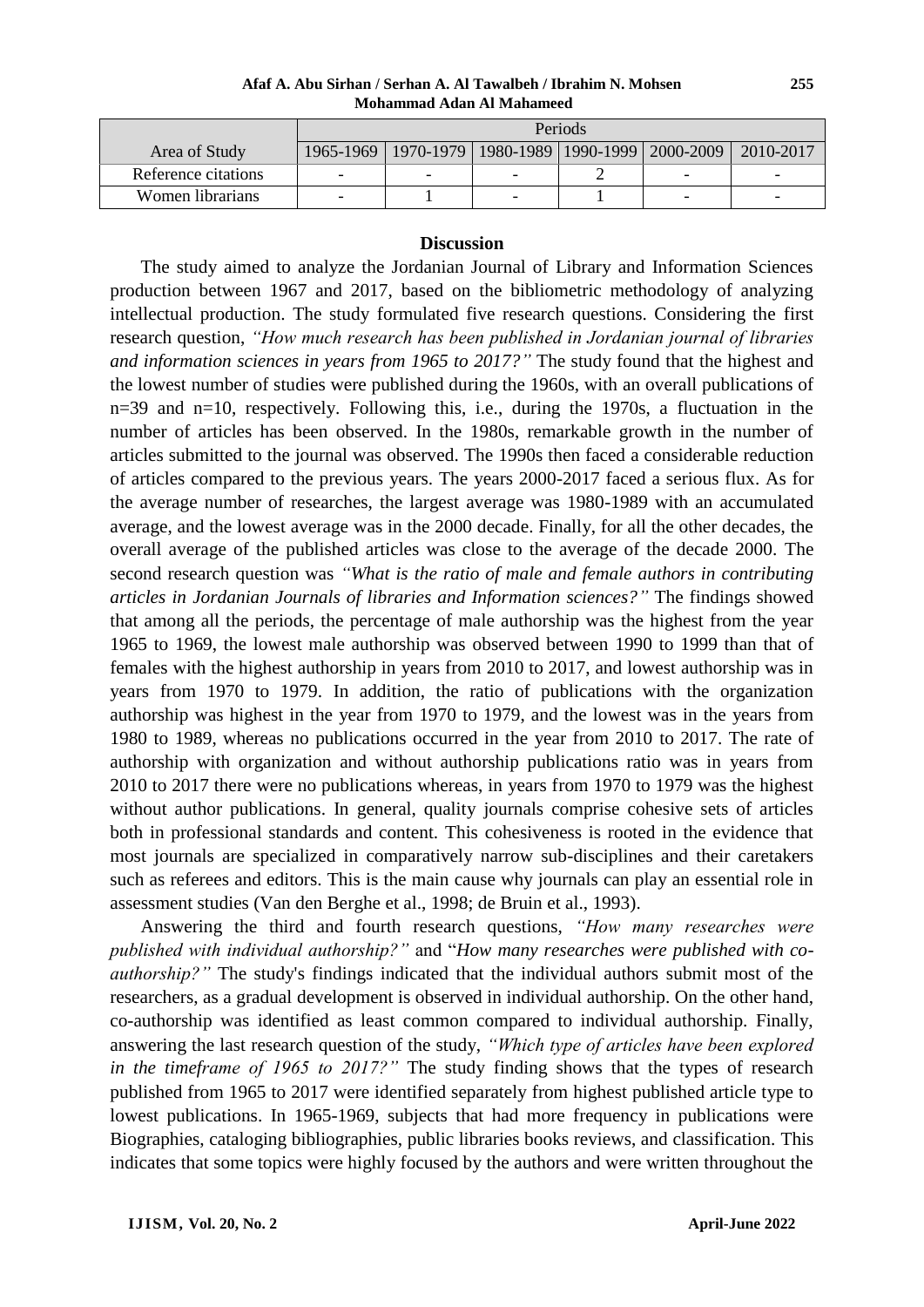| Area of Study | Periods | | | | | |
|---|---|---|---|---|---|---|
| | 1965-1969 | 1970-1979 | 1980-1989 | 1990-1999 | 2000-2009 | 2010-2017 |
| Reference citations | - | - | - | 2 | - | - |
| Women librarians | - | 1 | - | 1 | - | - |

### Discussion

The study aimed to analyze the Jordanian Journal of Library and Information Sciences production between 1967 and 2017, based on the bibliometric methodology of analyzing intellectual production. The study formulated five research questions. Considering the first research question, *"How much research has been published in Jordanian journal of libraries and information sciences in years from 1965 to 2017?"* The study found that the highest and the lowest number of studies were published during the 1960s, with an overall publications of n=39 and n=10, respectively. Following this, i.e., during the 1970s, a fluctuation in the number of articles has been observed. In the 1980s, remarkable growth in the number of articles submitted to the journal was observed. The 1990s then faced a considerable reduction of articles compared to the previous years. The years 2000-2017 faced a serious flux. As for the average number of researches, the largest average was 1980-1989 with an accumulated average, and the lowest average was in the 2000 decade. Finally, for all the other decades, the overall average of the published articles was close to the average of the decade 2000. The second research question was *"What is the ratio of male and female authors in contributing articles in Jordanian Journals of libraries and Information sciences?"* The findings showed that among all the periods, the percentage of male authorship was the highest from the year 1965 to 1969, the lowest male authorship was observed between 1990 to 1999 than that of females with the highest authorship in years from 2010 to 2017, and lowest authorship was in years from 1970 to 1979. In addition, the ratio of publications with the organization authorship was highest in the year from 1970 to 1979, and the lowest was in the years from 1980 to 1989, whereas no publications occurred in the year from 2010 to 2017. The rate of authorship with organization and without authorship publications ratio was in years from 2010 to 2017 there were no publications whereas, in years from 1970 to 1979 was the highest without author publications. In general, quality journals comprise cohesive sets of articles both in professional standards and content. This cohesiveness is rooted in the evidence that most journals are specialized in comparatively narrow sub-disciplines and their caretakers such as referees and editors. This is the main cause why journals can play an essential role in assessment studies (Van den Berghe et al., 1998; de Bruin et al., 1993).

Answering the third and fourth research questions, *"How many researches were published with individual authorship?"* and "*How many researches were published with co-authorship?"* The study's findings indicated that the individual authors submit most of the researchers, as a gradual development is observed in individual authorship. On the other hand, co-authorship was identified as least common compared to individual authorship. Finally, answering the last research question of the study, *"Which type of articles have been explored in the timeframe of 1965 to 2017?"* The study finding shows that the types of research published from 1965 to 2017 were identified separately from highest published article type to lowest publications. In 1965-1969, subjects that had more frequency in publications were Biographies, cataloging bibliographies, public libraries books reviews, and classification. This indicates that some topics were highly focused by the authors and were written throughout the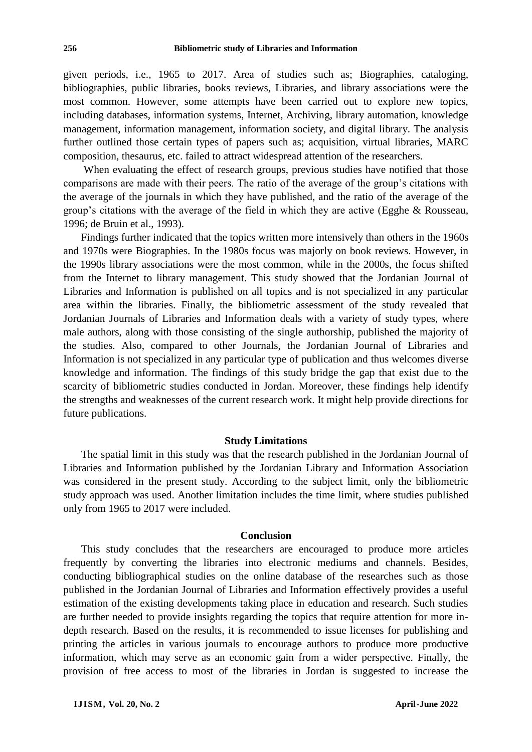given periods, i.e., 1965 to 2017. Area of studies such as; Biographies, cataloging, bibliographies, public libraries, books reviews, Libraries, and library associations were the most common. However, some attempts have been carried out to explore new topics, including databases, information systems, Internet, Archiving, library automation, knowledge management, information management, information society, and digital library. The analysis further outlined those certain types of papers such as; acquisition, virtual libraries, MARC composition, thesaurus, etc. failed to attract widespread attention of the researchers.

When evaluating the effect of research groups, previous studies have notified that those comparisons are made with their peers. The ratio of the average of the group's citations with the average of the journals in which they have published, and the ratio of the average of the group's citations with the average of the field in which they are active (Egghe & Rousseau, 1996; de Bruin et al., 1993).

Findings further indicated that the topics written more intensively than others in the 1960s and 1970s were Biographies. In the 1980s focus was majorly on book reviews. However, in the 1990s library associations were the most common, while in the 2000s, the focus shifted from the Internet to library management. This study showed that the Jordanian Journal of Libraries and Information is published on all topics and is not specialized in any particular area within the libraries. Finally, the bibliometric assessment of the study revealed that Jordanian Journals of Libraries and Information deals with a variety of study types, where male authors, along with those consisting of the single authorship, published the majority of the studies. Also, compared to other Journals, the Jordanian Journal of Libraries and Information is not specialized in any particular type of publication and thus welcomes diverse knowledge and information. The findings of this study bridge the gap that exist due to the scarcity of bibliometric studies conducted in Jordan. Moreover, these findings help identify the strengths and weaknesses of the current research work. It might help provide directions for future publications.

## Study Limitations

The spatial limit in this study was that the research published in the Jordanian Journal of Libraries and Information published by the Jordanian Library and Information Association was considered in the present study. According to the subject limit, only the bibliometric study approach was used. Another limitation includes the time limit, where studies published only from 1965 to 2017 were included.

## Conclusion

This study concludes that the researchers are encouraged to produce more articles frequently by converting the libraries into electronic mediums and channels. Besides, conducting bibliographical studies on the online database of the researches such as those published in the Jordanian Journal of Libraries and Information effectively provides a useful estimation of the existing developments taking place in education and research. Such studies are further needed to provide insights regarding the topics that require attention for more in-depth research. Based on the results, it is recommended to issue licenses for publishing and printing the articles in various journals to encourage authors to produce more productive information, which may serve as an economic gain from a wider perspective. Finally, the provision of free access to most of the libraries in Jordan is suggested to increase the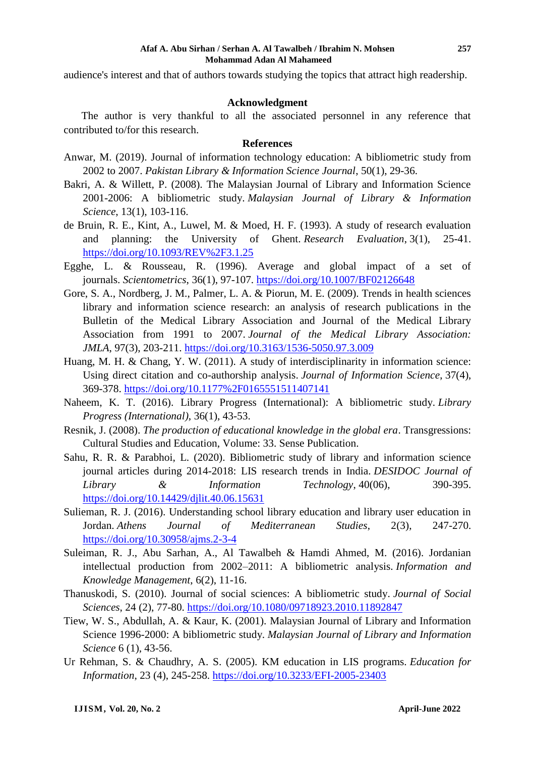audience's interest and that of authors towards studying the topics that attract high readership.

## Acknowledgment

The author is very thankful to all the associated personnel in any reference that contributed to/for this research.

## References

Anwar, M. (2019). Journal of information technology education: A bibliometric study from 2002 to 2007. *Pakistan Library & Information Science Journal*, 50(1), 29-36.

Bakri, A. & Willett, P. (2008). The Malaysian Journal of Library and Information Science 2001-2006: A bibliometric study. *Malaysian Journal of Library & Information Science*, 13(1), 103-116.

de Bruin, R. E., Kint, A., Luwel, M. & Moed, H. F. (1993). A study of research evaluation and planning: the University of Ghent. *Research Evaluation*, 3(1), 25-41. https://doi.org/10.1093/REV%2F3.1.25

Egghe, L. & Rousseau, R. (1996). Average and global impact of a set of journals. *Scientometrics*, 36(1), 97-107. https://doi.org/10.1007/BF02126648

Gore, S. A., Nordberg, J. M., Palmer, L. A. & Piorun, M. E. (2009). Trends in health sciences library and information science research: an analysis of research publications in the Bulletin of the Medical Library Association and Journal of the Medical Library Association from 1991 to 2007. *Journal of the Medical Library Association: JMLA*, 97(3), 203-211. https://doi.org/10.3163/1536-5050.97.3.009

Huang, M. H. & Chang, Y. W. (2011). A study of interdisciplinarity in information science: Using direct citation and co-authorship analysis. *Journal of Information Science*, 37(4), 369-378. https://doi.org/10.1177%2F0165551511407141

Naheem, K. T. (2016). Library Progress (International): A bibliometric study. *Library Progress (International)*, 36(1), 43-53.

Resnik, J. (2008). *The production of educational knowledge in the global era*. Transgressions: Cultural Studies and Education, Volume: 33. Sense Publication.

Sahu, R. R. & Parabhoi, L. (2020). Bibliometric study of library and information science journal articles during 2014-2018: LIS research trends in India. *DESIDOC Journal of Library & Information Technology*, 40(06), 390-395. https://doi.org/10.14429/djlit.40.06.15631

Sulieman, R. J. (2016). Understanding school library education and library user education in Jordan. *Athens Journal of Mediterranean Studies*, 2(3), 247-270. https://doi.org/10.30958/ajms.2-3-4

Suleiman, R. J., Abu Sarhan, A., Al Tawalbeh & Hamdi Ahmed, M. (2016). Jordanian intellectual production from 2002–2011: A bibliometric analysis. *Information and Knowledge Management*, 6(2), 11-16.

Thanuskodi, S. (2010). Journal of social sciences: A bibliometric study. *Journal of Social Sciences*, 24 (2), 77-80. https://doi.org/10.1080/09718923.2010.11892847

Tiew, W. S., Abdullah, A. & Kaur, K. (2001). Malaysian Journal of Library and Information Science 1996-2000: A bibliometric study. *Malaysian Journal of Library and Information Science* 6 (1), 43-56.

Ur Rehman, S. & Chaudhry, A. S. (2005). KM education in LIS programs. *Education for Information*, 23 (4), 245-258. https://doi.org/10.3233/EFI-2005-23403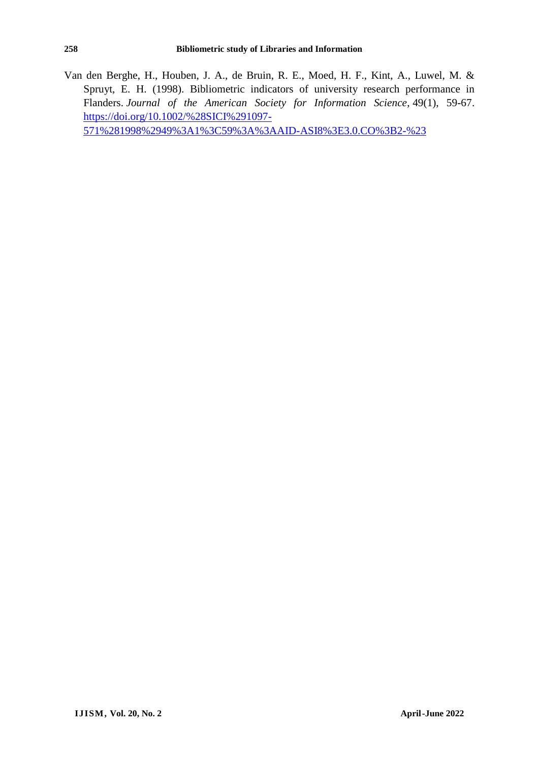Van den Berghe, H., Houben, J. A., de Bruin, R. E., Moed, H. F., Kint, A., Luwel, M. & Spruyt, E. H. (1998). Bibliometric indicators of university research performance in Flanders. *Journal of the American Society for Information Science*, 49(1), 59-67. https://doi.org/10.1002/%28SICI%291097-571%281998%2949%3A1%3C59%3A%3AAID-ASI8%3E3.0.CO%3B2-%23